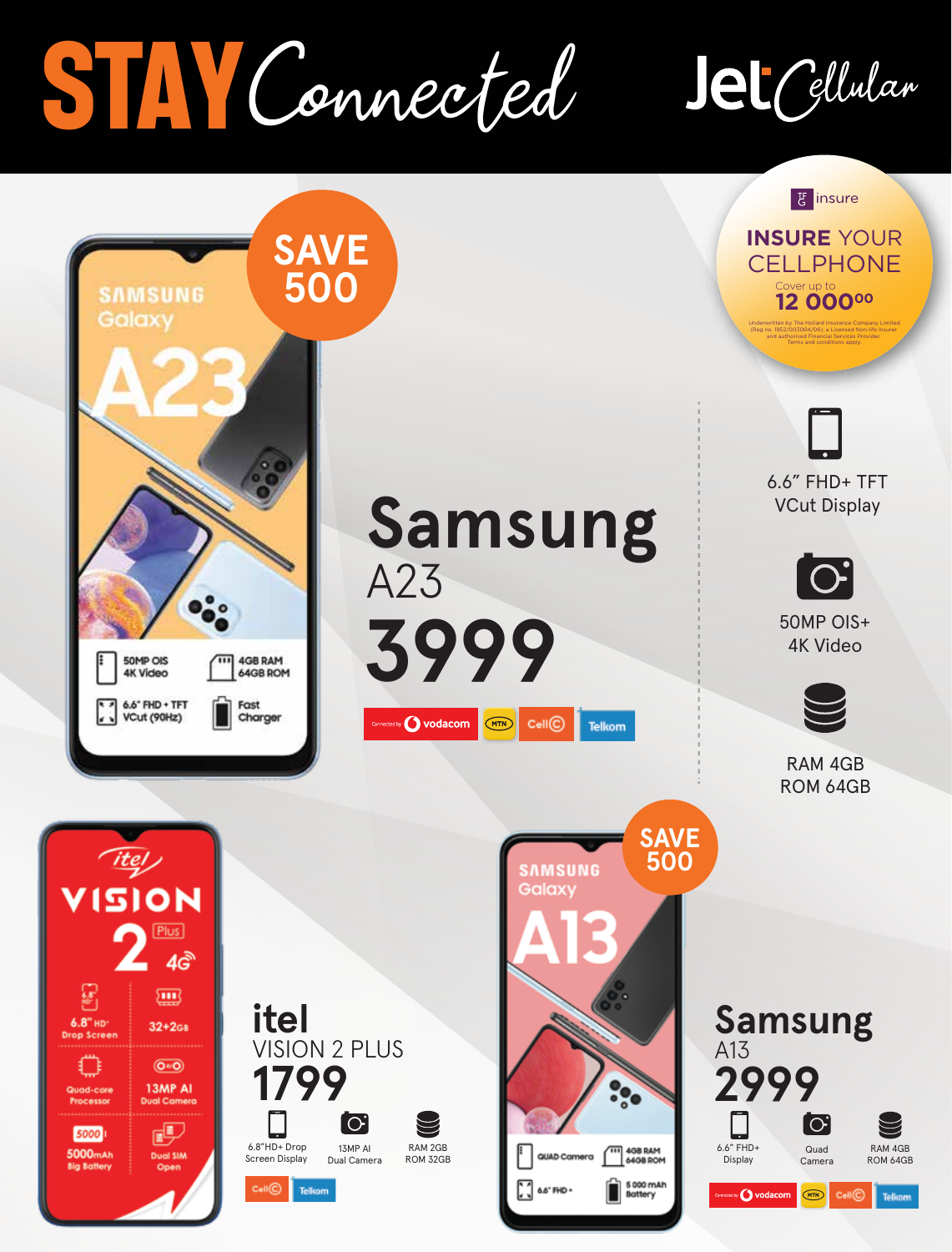# STAY Connected

Jet Cellular

insure

**INSURE YOUR CELLPHONE**

Cover up to **12 000⁰⁰**

Underwritten by The Hollard Insurance Company Limited (Reg no. 1952/003004/06), a Licensed Non-life Insurer and authorised Financial Services Provider. Terms and conditions apply.

## Samsung A23

**SAVE 500**

# 3999

Connected by vodacom | MTN | Cell C | Telkom

- 6.6″ FHD+ TFT VCut Display
- 50MP OIS+ 4K Video
- RAM 4GB ROM 64GB

## itel VISION 2 PLUS

# 1799

- 6.8″HD+ Drop Screen Display
- 13MP AI Dual Camera
- RAM 2GB ROM 32GB

Cell C | Telkom

## Samsung A13

**SAVE 500**

# 2999

- 6.6″ FHD+ Display
- Quad Camera
- RAM 4GB ROM 64GB

Connected by vodacom | MTN | Cell C | Telkom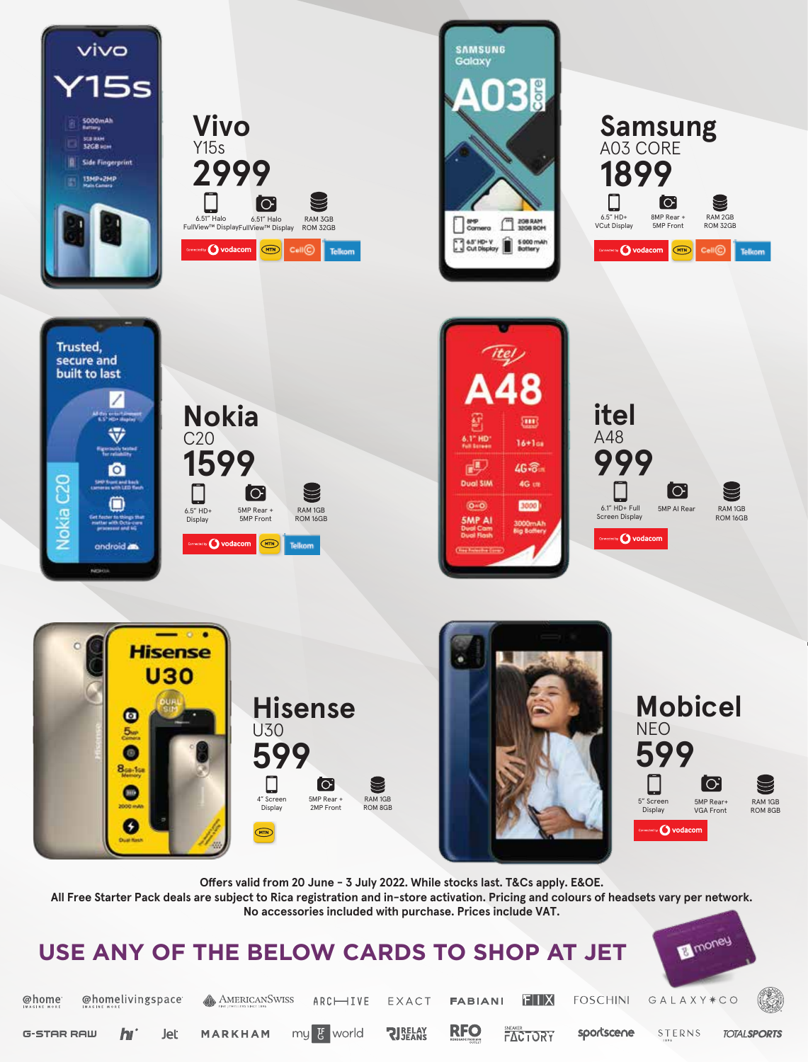## Vivo
Y15s
**2999**

6.51" Halo FullView™ Display | 6.51" Halo FullView™ Display | RAM 3GB ROM 32GB

vodacom | MTN | Cell C | Telkom

## Samsung
A03 CORE
**1899**

6.5" HD+ VCut Display | 8MP Rear + 5MP Front | RAM 2GB ROM 32GB

vodacom | MTN | Cell C | Telkom

## Nokia
C20
**1599**

6.5" HD+ Display | 5MP Rear + 5MP Front | RAM 1GB ROM 16GB

vodacom | MTN | Telkom

## itel
A48
**999**

6.1" HD+ Full Screen Display | 5MP AI Rear | RAM 1GB ROM 16GB

vodacom

## Hisense
U30
**599**

4" Screen Display | 5MP Rear + 2MP Front | RAM 1GB ROM 8GB

MTN

## Mobicel
NEO
**599**

5" Screen Display | 5MP Rear+ VGA Front | RAM 1GB ROM 8GB

vodacom

**Offers valid from 20 June – 3 July 2022. While stocks last. T&Cs apply. E&OE.**
**All Free Starter Pack deals are subject to Rica registration and in-store activation. Pricing and colours of headsets vary per network.**
**No accessories included with purchase. Prices include VAT.**

## USE ANY OF THE BELOW CARDS TO SHOP AT JET

@home | @homelivingspace | American Swiss | ARCHIVE | EXACT | FABIANI | FIX | FOSCHINI | GALAXY & CO | G-STAR RAW | hi | Jet | MARKHAM | my TFG world | RELAY JEANS | RFO | SNEAKER FACTORY | sportscene | STERNS | TOTALSPORTS